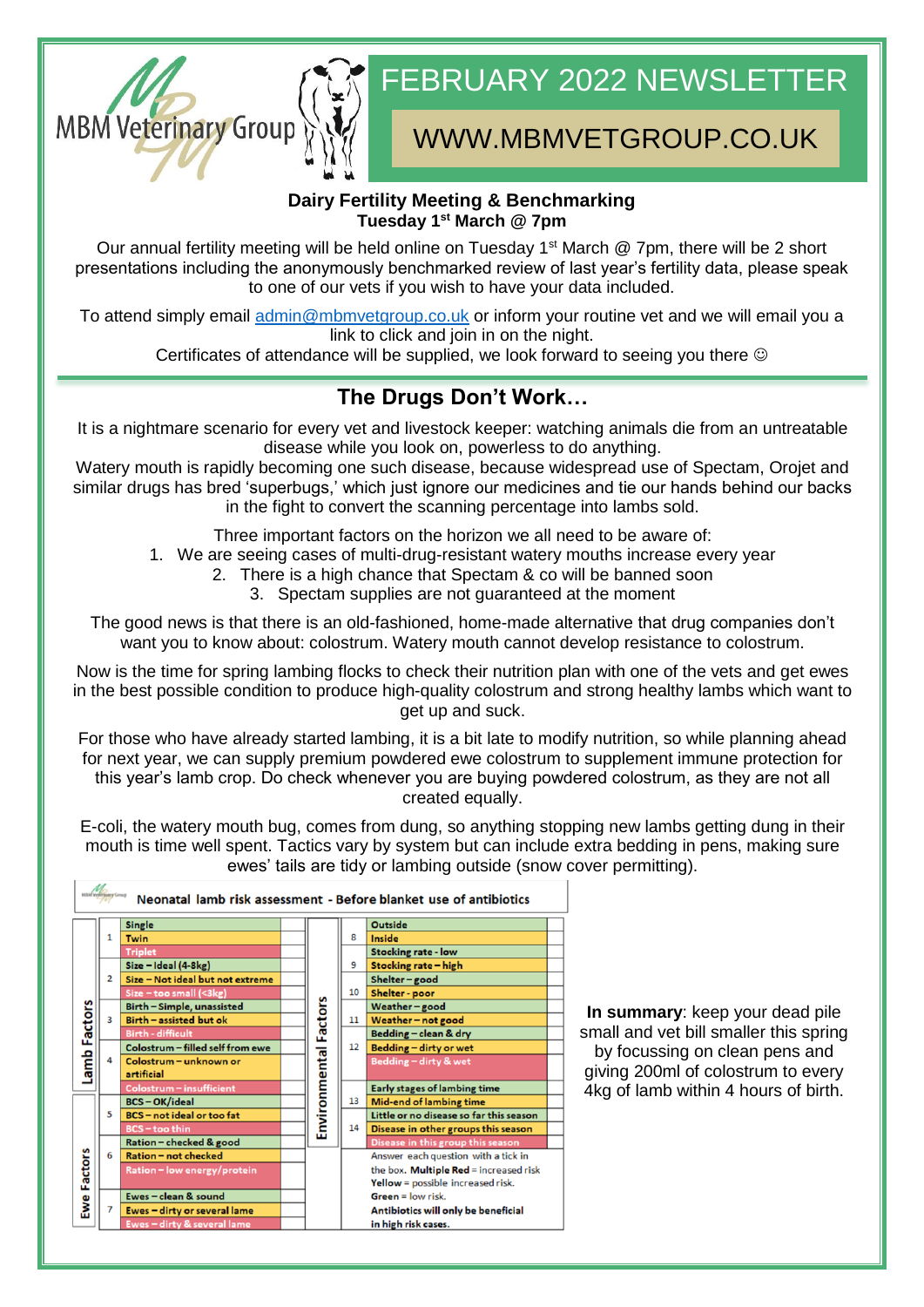MBM Veterinary Group

# FEBRUARY 2022 NEWSLETTER

## WWW.MBMVETGROUP.CO.UK

### Dairy Fertility Meeting & Benchmarking
**Tuesday 1st March @ 7pm**

Our annual fertility meeting will be held online on Tuesday 1st March @ 7pm, there will be 2 short presentations including the anonymously benchmarked review of last year's fertility data, please speak to one of our vets if you wish to have your data included.

To attend simply email admin@mbmvetgroup.co.uk or inform your routine vet and we will email you a link to click and join in on the night.
Certificates of attendance will be supplied, we look forward to seeing you there ☺

## The Drugs Don't Work…

It is a nightmare scenario for every vet and livestock keeper: watching animals die from an untreatable disease while you look on, powerless to do anything.
Watery mouth is rapidly becoming one such disease, because widespread use of Spectam, Orojet and similar drugs has bred 'superbugs,' which just ignore our medicines and tie our hands behind our backs in the fight to convert the scanning percentage into lambs sold.

Three important factors on the horizon we all need to be aware of:

1. We are seeing cases of multi-drug-resistant watery mouths increase every year
2. There is a high chance that Spectam & co will be banned soon
3. Spectam supplies are not guaranteed at the moment

The good news is that there is an old-fashioned, home-made alternative that drug companies don't want you to know about: colostrum. Watery mouth cannot develop resistance to colostrum.

Now is the time for spring lambing flocks to check their nutrition plan with one of the vets and get ewes in the best possible condition to produce high-quality colostrum and strong healthy lambs which want to get up and suck.

For those who have already started lambing, it is a bit late to modify nutrition, so while planning ahead for next year, we can supply premium powdered ewe colostrum to supplement immune protection for this year's lamb crop. Do check whenever you are buying powdered colostrum, as they are not all created equally.

E-coli, the watery mouth bug, comes from dung, so anything stopping new lambs getting dung in their mouth is time well spent. Tactics vary by system but can include extra bedding in pens, making sure ewes' tails are tidy or lambing outside (snow cover permitting).

**Neonatal lamb risk assessment - Before blanket use of antibiotics**

| Factors | No. | Risk | Tick | Factors | No. | Risk | Tick |
|---|---|---|---|---|---|---|---|
| Lamb Factors | 1 | Single | | Environmental Factors | 8 | Outside | |
| | | Twin | | | | Inside | |
| | | Triplet | | | 9 | Stocking rate - low | |
| | 2 | Size – Ideal (4-8kg) | | | | Stocking rate – high | |
| | | Size – Not ideal but not extreme | | | 10 | Shelter – good | |
| | | Size – too small (<3kg) | | | | Shelter - poor | |
| | 3 | Birth – Simple, unassisted | | | 11 | Weather – good | |
| | | Birth – assisted but ok | | | | Weather – not good | |
| | | Birth - difficult | | | 12 | Bedding – clean & dry | |
| | 4 | Colostrum – filled self from ewe | | | | Bedding – dirty or wet | |
| | | Colostrum – unknown or artificial | | | | Bedding – dirty & wet | |
| | | Colostrum – insufficient | | | 13 | Early stages of lambing time | |
| Ewe Factors | 5 | BCS – OK/ideal | | | | Mid-end of lambing time | |
| | | BCS – not ideal or too fat | | | 14 | Little or no disease so far this season | |
| | | BCS – too thin | | | | Disease in other groups this season | |
| | 6 | Ration – checked & good | | | | Disease in this group this season | |
| | | Ration – not checked | | | | | |
| | | Ration – low energy/protein | | | | | |
| | 7 | Ewes – clean & sound | | | | | |
| | | Ewes – dirty or several lame | | | | | |
| | | Ewes – dirty & several lame | | | | | |

Answer each question with a tick in the box. **Multiple Red** = increased risk
**Yellow** = possible increased risk.
**Green** = low risk.
**Antibiotics will only be beneficial in high risk cases.**

**In summary**: keep your dead pile small and vet bill smaller this spring by focussing on clean pens and giving 200ml of colostrum to every 4kg of lamb within 4 hours of birth.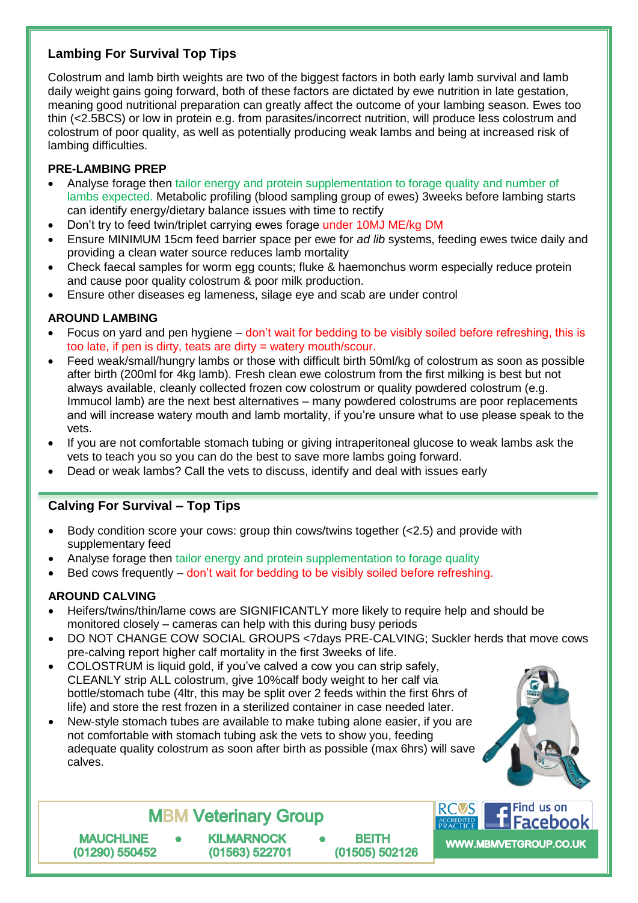## Lambing For Survival Top Tips

Colostrum and lamb birth weights are two of the biggest factors in both early lamb survival and lamb daily weight gains going forward, both of these factors are dictated by ewe nutrition in late gestation, meaning good nutritional preparation can greatly affect the outcome of your lambing season. Ewes too thin (<2.5BCS) or low in protein e.g. from parasites/incorrect nutrition, will produce less colostrum and colostrum of poor quality, as well as potentially producing weak lambs and being at increased risk of lambing difficulties.

### PRE-LAMBING PREP

- Analyse forage then tailor energy and protein supplementation to forage quality and number of lambs expected. Metabolic profiling (blood sampling group of ewes) 3weeks before lambing starts can identify energy/dietary balance issues with time to rectify
- Don't try to feed twin/triplet carrying ewes forage under 10MJ ME/kg DM
- Ensure MINIMUM 15cm feed barrier space per ewe for *ad lib* systems, feeding ewes twice daily and providing a clean water source reduces lamb mortality
- Check faecal samples for worm egg counts; fluke & haemonchus worm especially reduce protein and cause poor quality colostrum & poor milk production.
- Ensure other diseases eg lameness, silage eye and scab are under control

### AROUND LAMBING

- Focus on yard and pen hygiene – don't wait for bedding to be visibly soiled before refreshing, this is too late, if pen is dirty, teats are dirty = watery mouth/scour.
- Feed weak/small/hungry lambs or those with difficult birth 50ml/kg of colostrum as soon as possible after birth (200ml for 4kg lamb). Fresh clean ewe colostrum from the first milking is best but not always available, cleanly collected frozen cow colostrum or quality powdered colostrum (e.g. Immucol lamb) are the next best alternatives – many powdered colostrums are poor replacements and will increase watery mouth and lamb mortality, if you're unsure what to use please speak to the vets.
- If you are not comfortable stomach tubing or giving intraperitoneal glucose to weak lambs ask the vets to teach you so you can do the best to save more lambs going forward.
- Dead or weak lambs? Call the vets to discuss, identify and deal with issues early

## Calving For Survival – Top Tips

- Body condition score your cows: group thin cows/twins together (<2.5) and provide with supplementary feed
- Analyse forage then tailor energy and protein supplementation to forage quality
- Bed cows frequently – don't wait for bedding to be visibly soiled before refreshing.

### AROUND CALVING

- Heifers/twins/thin/lame cows are SIGNIFICANTLY more likely to require help and should be monitored closely – cameras can help with this during busy periods
- DO NOT CHANGE COW SOCIAL GROUPS <7days PRE-CALVING; Suckler herds that move cows pre-calving report higher calf mortality in the first 3weeks of life.
- COLOSTRUM is liquid gold, if you've calved a cow you can strip safely, CLEANLY strip ALL colostrum, give 10%calf body weight to her calf via bottle/stomach tube (4ltr, this may be split over 2 feeds within the first 6hrs of life) and store the rest frozen in a sterilized container in case needed later.
- New-style stomach tubes are available to make tubing alone easier, if you are not comfortable with stomach tubing ask the vets to show you, feeding adequate quality colostrum as soon after birth as possible (max 6hrs) will save calves.

**MBM Veterinary Group**

MAUCHLINE (01290) 550452 • KILMARNOCK (01563) 522701 • BEITH (01505) 502126

RCVS Accredited Practice — Find us on Facebook

WWW.MBMVETGROUP.CO.UK